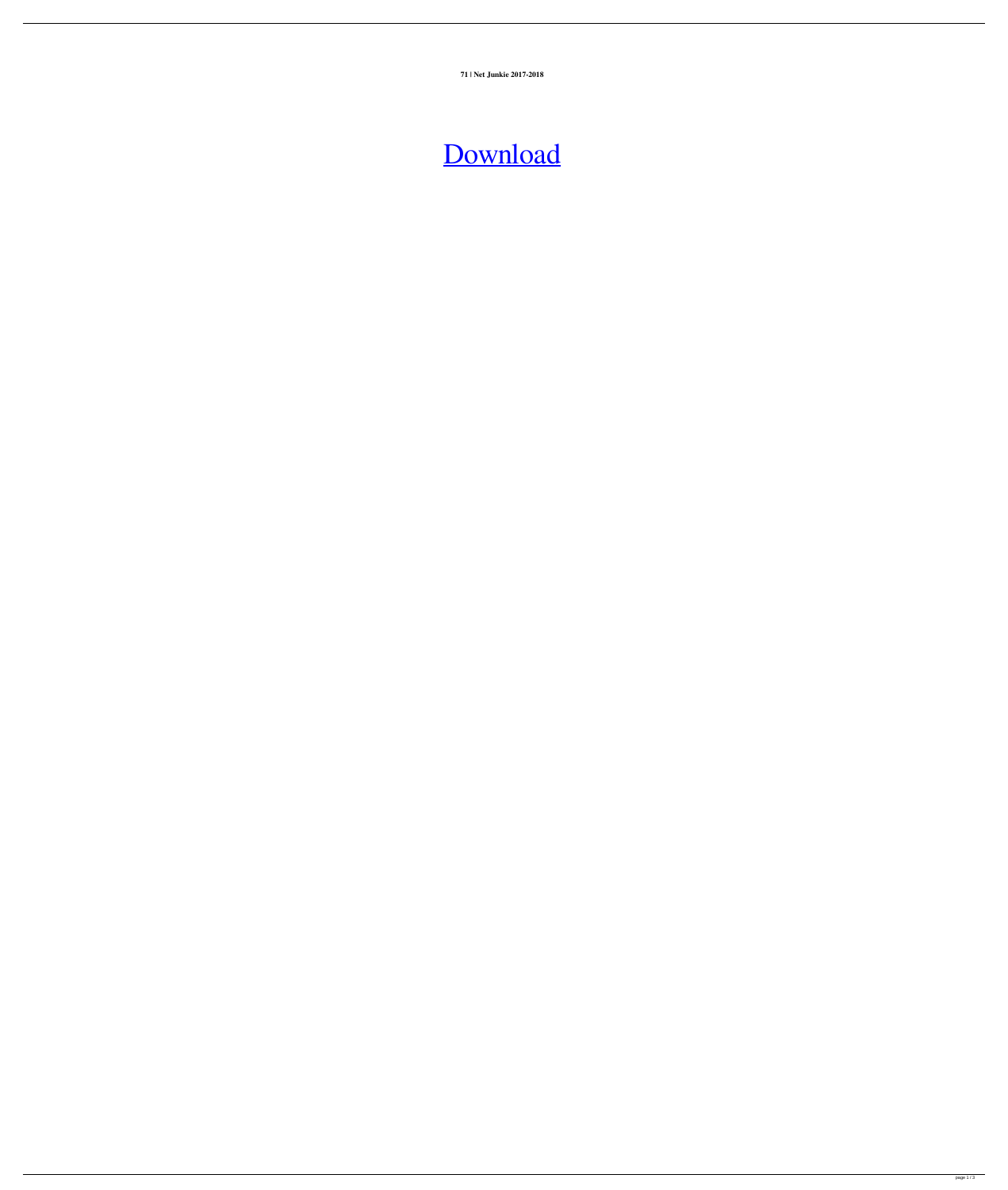**71 | Net Junkie 2017-2018**

Download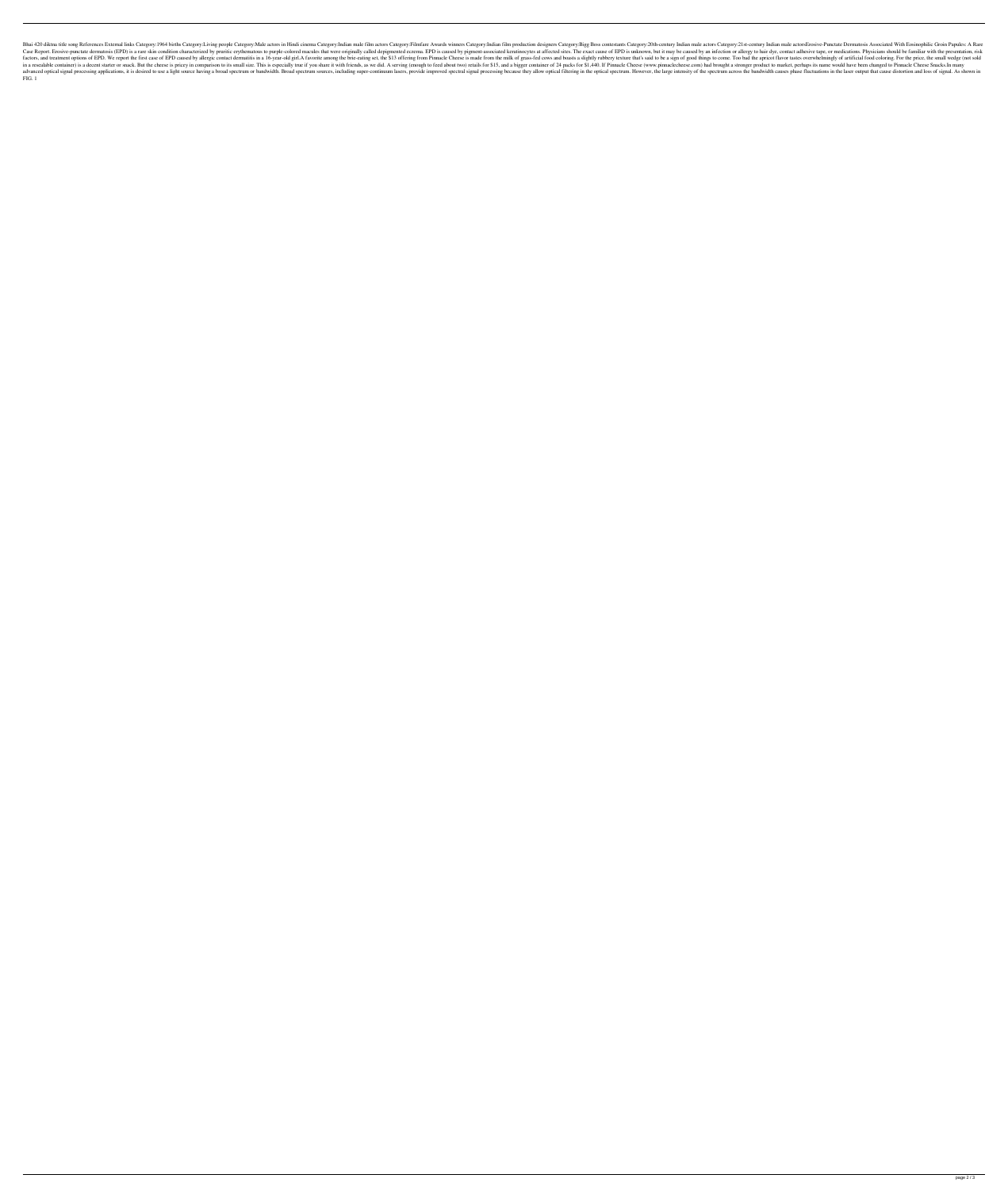Bhai 420 diktna title song References External links Category:1964 births Category:Living people Category:Male actors in Hindi cinema Category:Indian male film actors Category:Filmfare Awards winners Category:Indian film production designers Category:Bigg Boss contestants Category:20th-century Indian male actors Category:21st-century Indian male actorsErosive-Punctate Dermatosis Associated With Eosinophilic Groin Papules: A Rare Case Report. Erosive-punctate dermatosis (EPD) is a rare skin condition characterized by pruritic erythematous to purple-colored macules that were originally called depigmented eczema. EPD is caused by pigment-associated keratinocytes at affected sites. The exact cause of EPD is unknown, but it may be caused by an infection or allergy to hair dye, contact adhesive tape, or medications. Physicians should be familiar with the presentation, risk factors, and treatment options of EPD. We report the first case of EPD caused by allergic contact dermatitis in a 16-year-old girl.A favorite among the brie-eating set, the $13 offering from Pinnacle Cheese is made from the milk of grass-fed cows and boasts a slightly rubbery texture that's said to be a sign of good things to come. Too bad the apricot flavor tastes overwhelmingly of artificial food coloring. For the price, the small wedge (not sold in a resealable container) is a decent starter or snack. But the cheese is pricey in comparison to its small size. This is especially true if you share it with friends, as we did. A serving (enough to feed about two) retails for $15, and a bigger container of 24 packs for $1,440. If Pinnacle Cheese (www.pinnaclecheese.com) had brought a stronger product to market, perhaps its name would have been changed to Pinnacle Cheese Snacks.In many advanced optical signal processing applications, it is desired to use a light source having a broad spectrum or bandwidth. Broad spectrum sources, including super-continuum lasers, provide improved spectral signal processing because they allow optical filtering in the optical spectrum. However, the large intensity of the spectrum across the bandwidth causes phase fluctuations in the laser output that cause distortion and loss of signal. As shown in FIG. 1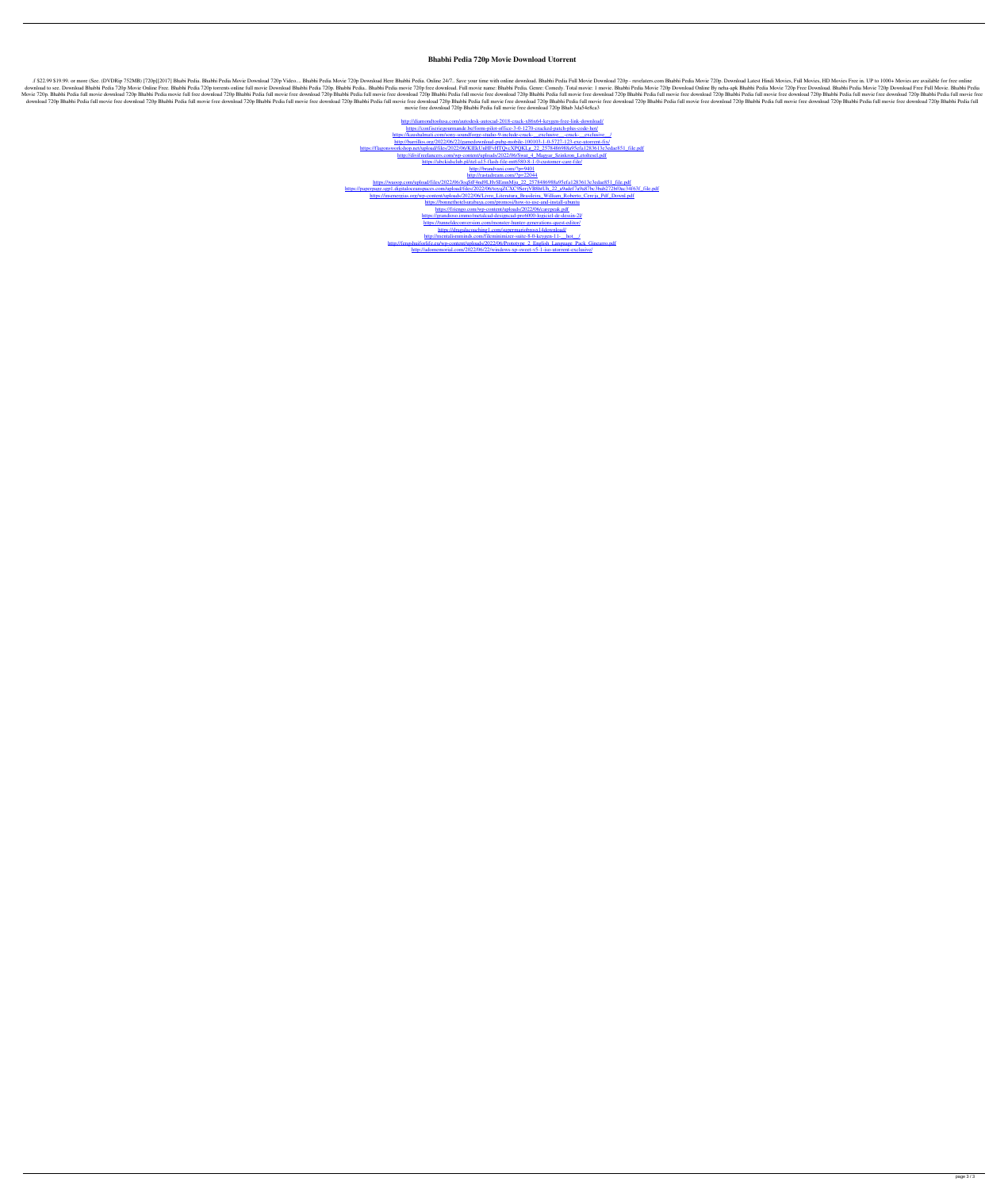# Bhabhi Pedia 720p Movie Download Utorrent

.£ $22.99 $19.99. or more (See. (DVDRip 752MB) [720p][2017] Bhabi Pedia. Bhabhi Pedia Movie Download 720p Video… Bhabhi Pedia Movie 720p Download Here Bhabhi Pedia. Online 24/7.. Save your time with online download. Bhabhi Pedia Full Movie Download 720p - ruvelaters.com Bhabhi Pedia Movie 720p. Download Latest Hindi Movies, Full Movies, HD Movies Free in. UP to 1000+ Movies are available for free online download to see. Download Bhabhi Pedia 720p Movie Online Free. Bhabhi Pedia 720p torrents online full movie Download Bhabhi Pedia 720p. Bhabhi Pedia.. Bhabhi Pedia movie 720p free download. Full movie name: Bhabhi Pedia. Genre: Comedy. Total movie: 1 movie. Bhabhi Pedia Movie 720p Download Online By neha-apk Bhabhi Pedia Movie 720p Free Download. Bhabhi Pedia Movie 720p Download Free Full Movie. Bhabhi Pedia Movie 720p. Bhabhi Pedia full movie download 720p Bhabhi Pedia movie full free download 720p Bhabhi Pedia full movie free download 720p Bhabhi Pedia full movie free download 720p Bhabhi Pedia full movie free download 720p Bhabhi Pedia full movie free download 720p Bhabhi Pedia full movie free download 720p Bhabhi Pedia full movie free download 720p Bhabhi Pedia full movie free download 720p Bhabhi Pedia full movie free download 720p Bhabhi Pedia full movie free download 720p Bhabhi Pedia full movie free download 720p Bhabhi Pedia full movie free download 720p Bhabhi Pedia full movie free download 720p Bhabhi Pedia full movie free download 720p Bhabhi Pedia full movie free download 720p Bhabhi Pedia full movie free download 720p Bhabhi Pedia full movie free download 720p Bhabhi Pedia full movie free download 720p Bhabhi Pedia full movie free download 720p Bhabhi Pedia full movie free download 720p Bhabhi Pedia full movie free download 720p Bhab 3da54e8ca3

http://diamondtoolusa.com/autodesk-autocad-2018-crack-x86x64-keygen-free-link-download/
https://confiseriegourmande.be/form-pilot-office-3-0-1270-cracked-patch-plus-code-hot/
https://kaushalmati.com/sony-soundforge-studio-9-include-crack-__exclusive__-crack-__exclusive__/
http://barrillos.org/2022/06/22/gamedownload-pubg-mobile-100103-1-0-5727-123-exe-utorrent-fix/
https://fagorossworkshop.net/upload/files/2022/06/KIEkUnHFvHTQvcXPQKLe_22_2578486988a95efa1283613e3edae851_file.pdf
http://divfreelancers.com/wp-content/uploads/2022/06/Sysat_4_Magyar_Szinkron_Letoltesel.pdf
https://abckidsclub.pl/tz5-a15-flash-file-mt6580-8-1-0-customer-care-file/
http://brandvani.com/?p=9401
http://rastadream.com/?p=22044
https://waoop.com/upload/files/2022/06/JcqSiF4nd9LHvSEmmMju_22_2578486988a95efa1283613e3edae851_file.pdf
https://paperpage.sgp1.digitaloceanspaces.com/upload/files/2022/06/tosvqZCXC9ferrVB8hiUJt_22_a9adef7a9a87bc3bab2726f0ac34663f_file.pdf
https://insenergias.org/wp-content/uploads/2022/06/Livro_Literatura_Brasileira_William_Roberto_Cereja_Pdf_Downl.pdf
https://bonnethotelsurabaya.com/promosi/how-to-use-and-install-ubuntu
https://friengo.com/wp-content/uploads/2022/06/catepeak.pdf
https://grandioso.immo/metalcad-designcad-pro6000-logiciel-de-dessin-2l/
https://tunneldeconversion.com/monster-hunter-generations-quest-editor/
https://drogucoaching1.com/supermariobrosx14download/
http://mentalismminds.com/filemimimizer-suite-8-0-keygen-11-__hot__/
http://fengshuiforlife.eu/wp-content/uploads/2022/06/Prototype_2_English_Language_Pack_Gineamo.pdf
http://adomemorial.com/2022/06/22/windows-xp-sweet-v5-1-iso-utorrent-exclusive/